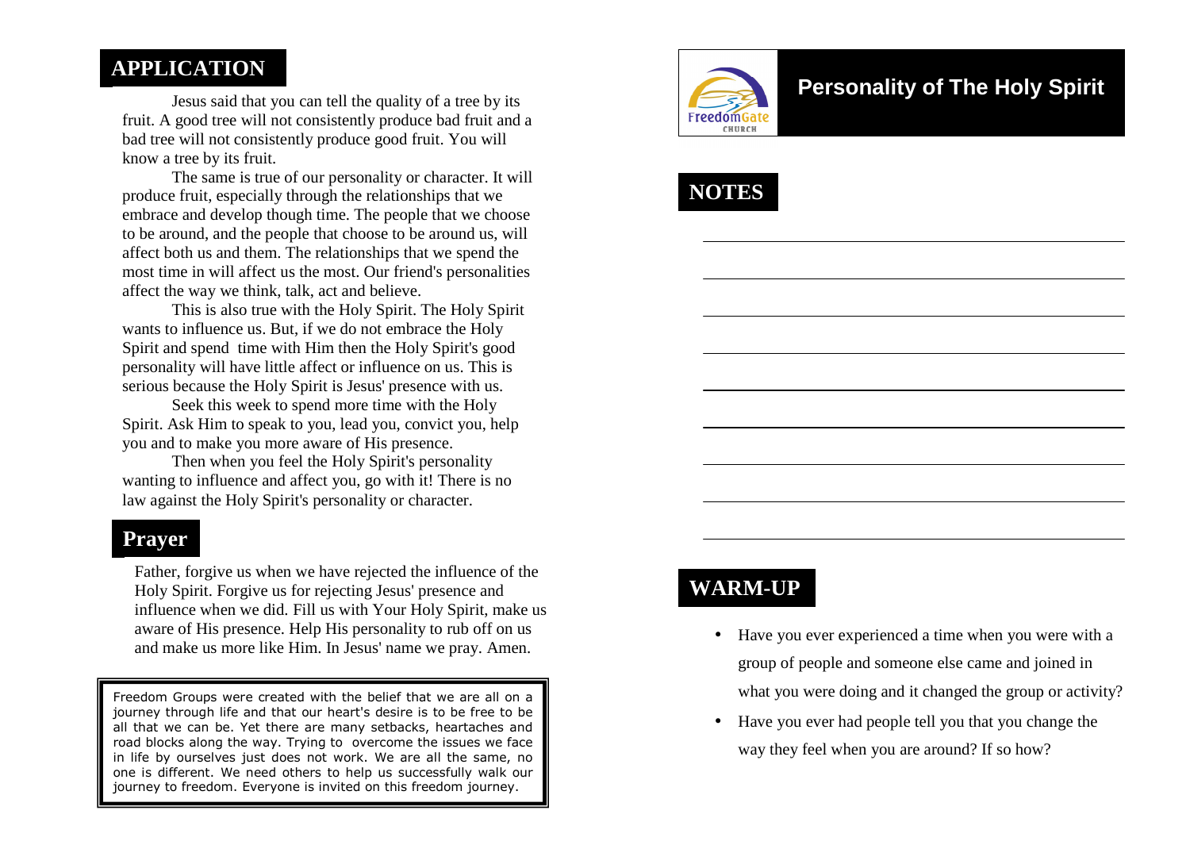## APPLICATION

Jesus said that you can tell the quality of a tree by its fruit. A good tree will not consistently produce bad fruit and a bad tree will not consistently produce good fruit. You will know a tree by its fruit.

The same is true of our personality or character. It will produce fruit, especially through the relationships that we embrace and develop though time. The people that we choose to be around, and the people that choose to be around us, will affect both us and them. The relationships that we spend the most time in will affect us the most. Our friend's personalities affect the way we think, talk, act and believe.

This is also true with the Holy Spirit. The Holy Spirit wants to influence us. But, if we do not embrace the Holy Spirit and spend time with Him then the Holy Spirit's good personality will have little affect or influence on us. This is serious because the Holy Spirit is Jesus' presence with us.

Seek this week to spend more time with the Holy Spirit. Ask Him to speak to you, lead you, convict you, help you and to make you more aware of His presence.

Then when you feel the Holy Spirit's personality wanting to influence and affect you, go with it! There is no law against the Holy Spirit's personality or character.

## Prayer

Father, forgive us when we have rejected the influence of the Holy Spirit. Forgive us for rejecting Jesus' presence and influence when we did. Fill us with Your Holy Spirit, make us aware of His presence. Help His personality to rub off on us and make us more like Him. In Jesus' name we pray. Amen.

Freedom Groups were created with the belief that we are all on a journey through life and that our heart's desire is to be free to be all that we can be. Yet there are many setbacks, heartaches and road blocks along the way. Trying to overcome the issues we face in life by ourselves just does not work. We are all the same, no one is different. We need others to help us successfully walk our journey to freedom. Everyone is invited on this freedom journey.

FreedomGate CHURCH

# Personality of The Holy Spirit

## NOTES

## WARM-UP

- Have you ever experienced a time when you were with a group of people and someone else came and joined in what you were doing and it changed the group or activity?
- Have you ever had people tell you that you change the way they feel when you are around? If so how?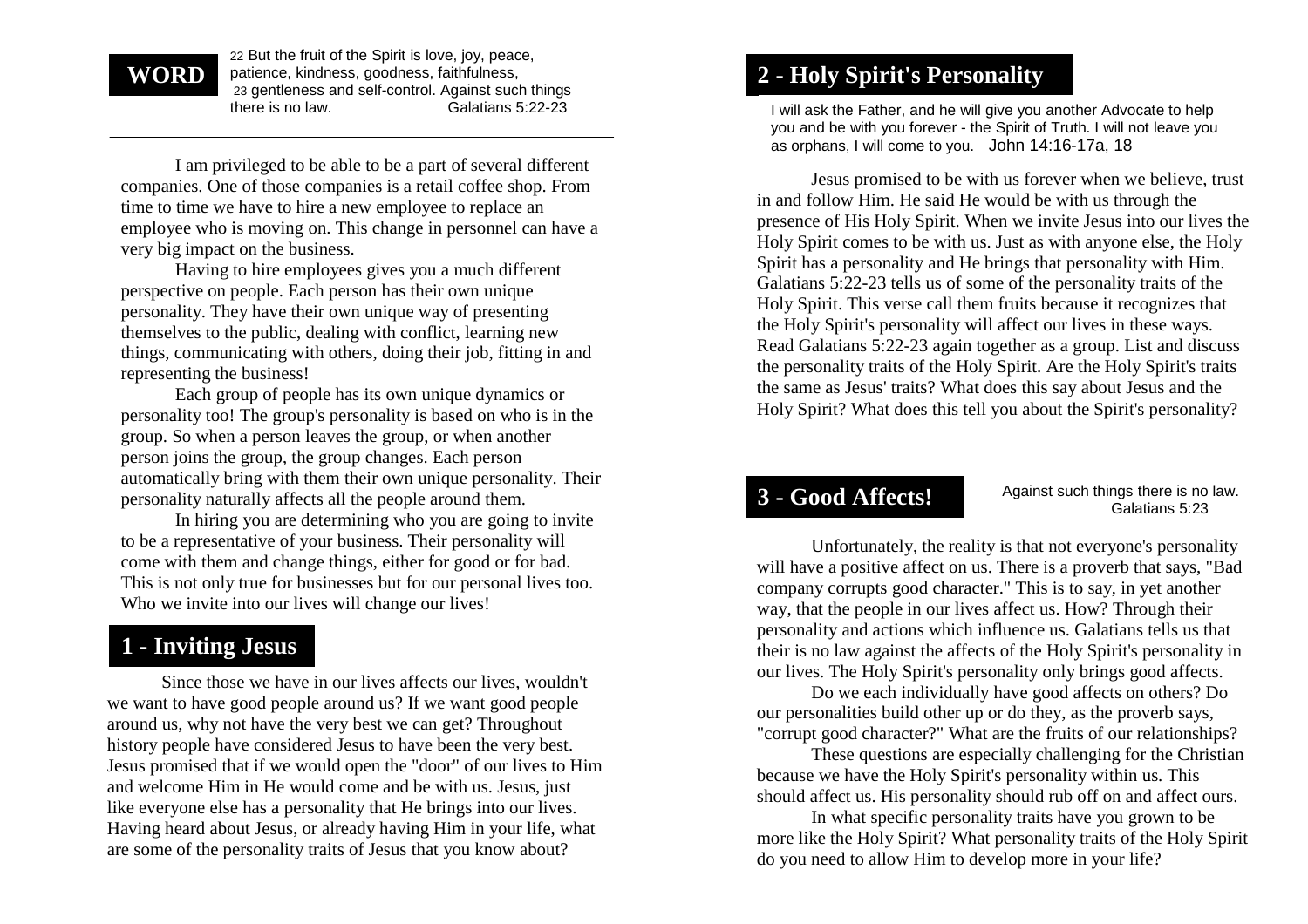## WORD

22 But the fruit of the Spirit is love, joy, peace, patience, kindness, goodness, faithfulness,
23 gentleness and self-control. Against such things there is no law. Galatians 5:22-23

I am privileged to be able to be a part of several different companies. One of those companies is a retail coffee shop. From time to time we have to hire a new employee to replace an employee who is moving on. This change in personnel can have a very big impact on the business.

Having to hire employees gives you a much different perspective on people. Each person has their own unique personality. They have their own unique way of presenting themselves to the public, dealing with conflict, learning new things, communicating with others, doing their job, fitting in and representing the business!

Each group of people has its own unique dynamics or personality too! The group's personality is based on who is in the group. So when a person leaves the group, or when another person joins the group, the group changes. Each person automatically bring with them their own unique personality. Their personality naturally affects all the people around them.

In hiring you are determining who you are going to invite to be a representative of your business. Their personality will come with them and change things, either for good or for bad. This is not only true for businesses but for our personal lives too. Who we invite into our lives will change our lives!

## 1 - Inviting Jesus

Since those we have in our lives affects our lives, wouldn't we want to have good people around us? If we want good people around us, why not have the very best we can get? Throughout history people have considered Jesus to have been the very best. Jesus promised that if we would open the "door" of our lives to Him and welcome Him in He would come and be with us. Jesus, just like everyone else has a personality that He brings into our lives. Having heard about Jesus, or already having Him in your life, what are some of the personality traits of Jesus that you know about?

## 2 - Holy Spirit's Personality

I will ask the Father, and he will give you another Advocate to help you and be with you forever - the Spirit of Truth. I will not leave you as orphans, I will come to you. John 14:16-17a, 18

Jesus promised to be with us forever when we believe, trust in and follow Him. He said He would be with us through the presence of His Holy Spirit. When we invite Jesus into our lives the Holy Spirit comes to be with us. Just as with anyone else, the Holy Spirit has a personality and He brings that personality with Him. Galatians 5:22-23 tells us of some of the personality traits of the Holy Spirit. This verse call them fruits because it recognizes that the Holy Spirit's personality will affect our lives in these ways. Read Galatians 5:22-23 again together as a group. List and discuss the personality traits of the Holy Spirit. Are the Holy Spirit's traits the same as Jesus' traits? What does this say about Jesus and the Holy Spirit? What does this tell you about the Spirit's personality?

## 3 - Good Affects!

Against such things there is no law. Galatians 5:23

Unfortunately, the reality is that not everyone's personality will have a positive affect on us. There is a proverb that says, "Bad company corrupts good character." This is to say, in yet another way, that the people in our lives affect us. How? Through their personality and actions which influence us. Galatians tells us that their is no law against the affects of the Holy Spirit's personality in our lives. The Holy Spirit's personality only brings good affects.

Do we each individually have good affects on others? Do our personalities build other up or do they, as the proverb says, "corrupt good character?" What are the fruits of our relationships?

These questions are especially challenging for the Christian because we have the Holy Spirit's personality within us. This should affect us. His personality should rub off on and affect ours.

In what specific personality traits have you grown to be more like the Holy Spirit? What personality traits of the Holy Spirit do you need to allow Him to develop more in your life?